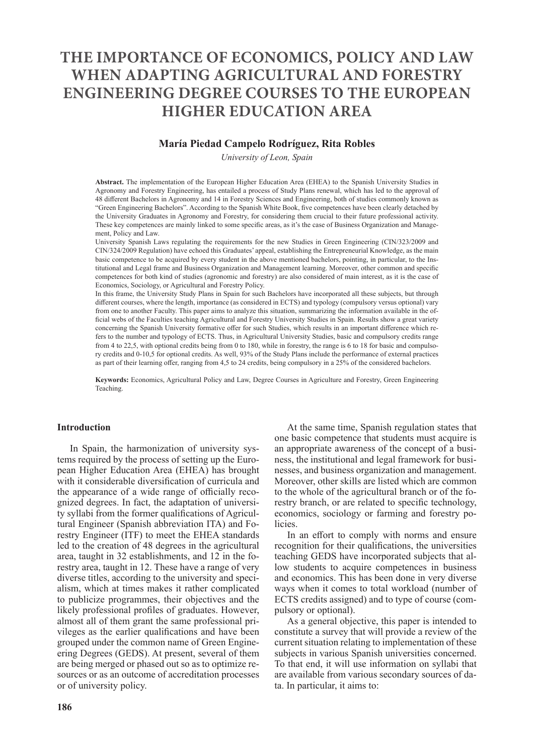# THE IMPORTANCE OF ECONOMICS, POLICY AND LAW WHEN ADAPTING AGRICULTURAL AND FORESTRY ENGINEERING DEGREE COURSES TO THE EUROPEAN HIGHER EDUCATION AREA

**María Piedad Campelo Rodríguez, Rita Robles**

*University of Leon, Spain*

**Abstract.** The implementation of the European Higher Education Area (EHEA) to the Spanish University Studies in Agronomy and Forestry Engineering, has entailed a process of Study Plans renewal, which has led to the approval of 48 different Bachelors in Agronomy and 14 in Forestry Sciences and Engineering, both of studies commonly known as "Green Engineering Bachelors". According to the Spanish White Book, five competences have been clearly detached by the University Graduates in Agronomy and Forestry, for considering them crucial to their future professional activity. These key competences are mainly linked to some specific areas, as it's the case of Business Organization and Management, Policy and Law.

University Spanish Laws regulating the requirements for the new Studies in Green Engineering (CIN/323/2009 and CIN/324/2009 Regulation) have echoed this Graduates' appeal, establishing the Entrepreneurial Knowledge, as the main basic competence to be acquired by every student in the above mentioned bachelors, pointing, in particular, to the Institutional and Legal frame and Business Organization and Management learning. Moreover, other common and specific competences for both kind of studies (agronomic and forestry) are also considered of main interest, as it is the case of Economics, Sociology, or Agricultural and Forestry Policy.

In this frame, the University Study Plans in Spain for such Bachelors have incorporated all these subjects, but through different courses, where the length, importance (as considered in ECTS) and typology (compulsory versus optional) vary from one to another Faculty. This paper aims to analyze this situation, summarizing the information available in the official webs of the Faculties teaching Agricultural and Forestry University Studies in Spain. Results show a great variety concerning the Spanish University formative offer for such Studies, which results in an important difference which refers to the number and typology of ECTS. Thus, in Agricultural University Studies, basic and compulsory credits range from 4 to 22,5, with optional credits being from 0 to 180, while in forestry, the range is 6 to 18 for basic and compulsory credits and 0-10,5 for optional credits. As well, 93% of the Study Plans include the performance of external practices as part of their learning offer, ranging from 4,5 to 24 credits, being compulsory in a 25% of the considered bachelors.

**Keywords:** Economics, Agricultural Policy and Law, Degree Courses in Agriculture and Forestry, Green Engineering Teaching.

## Introduction

In Spain, the harmonization of university systems required by the process of setting up the European Higher Education Area (EHEA) has brought with it considerable diversification of curricula and the appearance of a wide range of officially recognized degrees. In fact, the adaptation of university syllabi from the former qualifications of Agricultural Engineer (Spanish abbreviation ITA) and Forestry Engineer (ITF) to meet the EHEA standards led to the creation of 48 degrees in the agricultural area, taught in 32 establishments, and 12 in the forestry area, taught in 12. These have a range of very diverse titles, according to the university and specialism, which at times makes it rather complicated to publicize programmes, their objectives and the likely professional profiles of graduates. However, almost all of them grant the same professional privileges as the earlier qualifications and have been grouped under the common name of Green Engineering Degrees (GEDS). At present, several of them are being merged or phased out so as to optimize resources or as an outcome of accreditation processes or of university policy.

At the same time, Spanish regulation states that one basic competence that students must acquire is an appropriate awareness of the concept of a business, the institutional and legal framework for businesses, and business organization and management. Moreover, other skills are listed which are common to the whole of the agricultural branch or of the forestry branch, or are related to specific technology, economics, sociology or farming and forestry policies.

In an effort to comply with norms and ensure recognition for their qualifications, the universities teaching GEDS have incorporated subjects that allow students to acquire competences in business and economics. This has been done in very diverse ways when it comes to total workload (number of ECTS credits assigned) and to type of course (compulsory or optional).

As a general objective, this paper is intended to constitute a survey that will provide a review of the current situation relating to implementation of these subjects in various Spanish universities concerned. To that end, it will use information on syllabi that are available from various secondary sources of data. In particular, it aims to: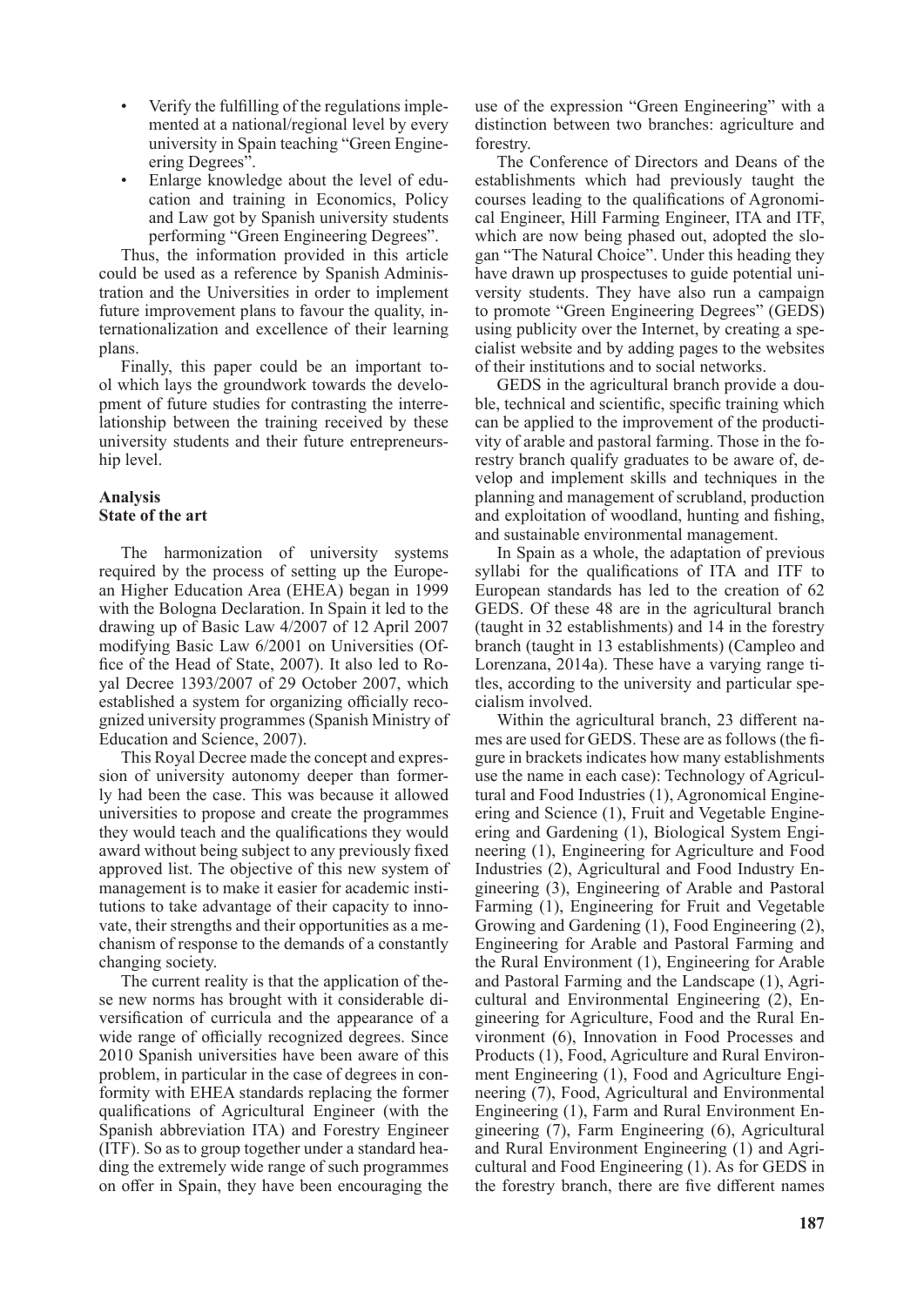- Verify the fulfilling of the regulations implemented at a national/regional level by every university in Spain teaching "Green Engineering Degrees".
- Enlarge knowledge about the level of education and training in Economics, Policy and Law got by Spanish university students performing "Green Engineering Degrees".

Thus, the information provided in this article could be used as a reference by Spanish Administration and the Universities in order to implement future improvement plans to favour the quality, internationalization and excellence of their learning plans.

Finally, this paper could be an important tool which lays the groundwork towards the development of future studies for contrasting the interrelationship between the training received by these university students and their future entrepreneurship level.

## Analysis

### State of the art

The harmonization of university systems required by the process of setting up the European Higher Education Area (EHEA) began in 1999 with the Bologna Declaration. In Spain it led to the drawing up of Basic Law 4/2007 of 12 April 2007 modifying Basic Law 6/2001 on Universities (Office of the Head of State, 2007). It also led to Royal Decree 1393/2007 of 29 October 2007, which established a system for organizing officially recognized university programmes (Spanish Ministry of Education and Science, 2007).

This Royal Decree made the concept and expression of university autonomy deeper than formerly had been the case. This was because it allowed universities to propose and create the programmes they would teach and the qualifications they would award without being subject to any previously fixed approved list. The objective of this new system of management is to make it easier for academic institutions to take advantage of their capacity to innovate, their strengths and their opportunities as a mechanism of response to the demands of a constantly changing society.

The current reality is that the application of these new norms has brought with it considerable diversification of curricula and the appearance of a wide range of officially recognized degrees. Since 2010 Spanish universities have been aware of this problem, in particular in the case of degrees in conformity with EHEA standards replacing the former qualifications of Agricultural Engineer (with the Spanish abbreviation ITA) and Forestry Engineer (ITF). So as to group together under a standard heading the extremely wide range of such programmes on offer in Spain, they have been encouraging the use of the expression "Green Engineering" with a distinction between two branches: agriculture and forestry.

The Conference of Directors and Deans of the establishments which had previously taught the courses leading to the qualifications of Agronomical Engineer, Hill Farming Engineer, ITA and ITF, which are now being phased out, adopted the slogan "The Natural Choice". Under this heading they have drawn up prospectuses to guide potential university students. They have also run a campaign to promote "Green Engineering Degrees" (GEDS) using publicity over the Internet, by creating a specialist website and by adding pages to the websites of their institutions and to social networks.

GEDS in the agricultural branch provide a double, technical and scientific, specific training which can be applied to the improvement of the productivity of arable and pastoral farming. Those in the forestry branch qualify graduates to be aware of, develop and implement skills and techniques in the planning and management of scrubland, production and exploitation of woodland, hunting and fishing, and sustainable environmental management.

In Spain as a whole, the adaptation of previous syllabi for the qualifications of ITA and ITF to European standards has led to the creation of 62 GEDS. Of these 48 are in the agricultural branch (taught in 32 establishments) and 14 in the forestry branch (taught in 13 establishments) (Campleo and Lorenzana, 2014a). These have a varying range titles, according to the university and particular specialism involved.

Within the agricultural branch, 23 different names are used for GEDS. These are as follows (the figure in brackets indicates how many establishments use the name in each case): Technology of Agricultural and Food Industries (1), Agronomical Engineering and Science (1), Fruit and Vegetable Engineering and Gardening (1), Biological System Engineering (1), Engineering for Agriculture and Food Industries (2), Agricultural and Food Industry Engineering (3), Engineering of Arable and Pastoral Farming (1), Engineering for Fruit and Vegetable Growing and Gardening (1), Food Engineering (2), Engineering for Arable and Pastoral Farming and the Rural Environment (1), Engineering for Arable and Pastoral Farming and the Landscape (1), Agricultural and Environmental Engineering (2), Engineering for Agriculture, Food and the Rural Environment (6), Innovation in Food Processes and Products (1), Food, Agriculture and Rural Environment Engineering (1), Food and Agriculture Engineering (7), Food, Agricultural and Environmental Engineering (1), Farm and Rural Environment Engineering (7), Farm Engineering (6), Agricultural and Rural Environment Engineering (1) and Agricultural and Food Engineering (1). As for GEDS in the forestry branch, there are five different names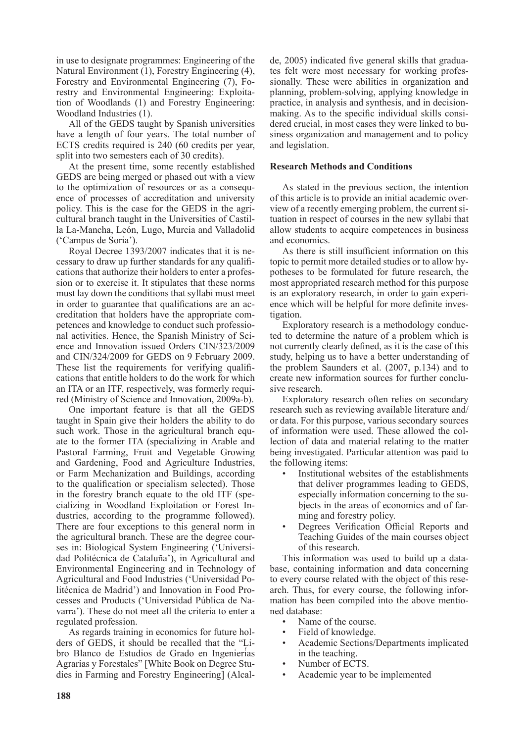in use to designate programmes: Engineering of the Natural Environment (1), Forestry Engineering (4), Forestry and Environmental Engineering (7), Forestry and Environmental Engineering: Exploitation of Woodlands (1) and Forestry Engineering: Woodland Industries (1).

All of the GEDS taught by Spanish universities have a length of four years. The total number of ECTS credits required is 240 (60 credits per year, split into two semesters each of 30 credits).

At the present time, some recently established GEDS are being merged or phased out with a view to the optimization of resources or as a consequence of processes of accreditation and university policy. This is the case for the GEDS in the agricultural branch taught in the Universities of Castilla La-Mancha, León, Lugo, Murcia and Valladolid ('Campus de Soria').

Royal Decree 1393/2007 indicates that it is necessary to draw up further standards for any qualifications that authorize their holders to enter a profession or to exercise it. It stipulates that these norms must lay down the conditions that syllabi must meet in order to guarantee that qualifications are an accreditation that holders have the appropriate competences and knowledge to conduct such professional activities. Hence, the Spanish Ministry of Science and Innovation issued Orders CIN/323/2009 and CIN/324/2009 for GEDS on 9 February 2009. These list the requirements for verifying qualifications that entitle holders to do the work for which an ITA or an ITF, respectively, was formerly required (Ministry of Science and Innovation, 2009a-b).

One important feature is that all the GEDS taught in Spain give their holders the ability to do such work. Those in the agricultural branch equate to the former ITA (specializing in Arable and Pastoral Farming, Fruit and Vegetable Growing and Gardening, Food and Agriculture Industries, or Farm Mechanization and Buildings, according to the qualification or specialism selected). Those in the forestry branch equate to the old ITF (specializing in Woodland Exploitation or Forest Industries, according to the programme followed). There are four exceptions to this general norm in the agricultural branch. These are the degree courses in: Biological System Engineering ('Universidad Politécnica de Cataluña'), in Agricultural and Environmental Engineering and in Technology of Agricultural and Food Industries ('Universidad Politécnica de Madrid') and Innovation in Food Processes and Products ('Universidad Pública de Navarra'). These do not meet all the criteria to enter a regulated profession.

As regards training in economics for future holders of GEDS, it should be recalled that the "Libro Blanco de Estudios de Grado en Ingenierías Agrarias y Forestales" [White Book on Degree Studies in Farming and Forestry Engineering] (Alcalde, 2005) indicated five general skills that graduates felt were most necessary for working professionally. These were abilities in organization and planning, problem-solving, applying knowledge in practice, in analysis and synthesis, and in decision-making. As to the specific individual skills considered crucial, in most cases they were linked to business organization and management and to policy and legislation.

**Research Methods and Conditions**

As stated in the previous section, the intention of this article is to provide an initial academic overview of a recently emerging problem, the current situation in respect of courses in the new syllabi that allow students to acquire competences in business and economics.

As there is still insufficient information on this topic to permit more detailed studies or to allow hypotheses to be formulated for future research, the most appropriated research method for this purpose is an exploratory research, in order to gain experience which will be helpful for more definite investigation.

Exploratory research is a methodology conducted to determine the nature of a problem which is not currently clearly defined, as it is the case of this study, helping us to have a better understanding of the problem Saunders et al. (2007, p.134) and to create new information sources for further conclusive research.

Exploratory research often relies on secondary research such as reviewing available literature and/or data. For this purpose, various secondary sources of information were used. These allowed the collection of data and material relating to the matter being investigated. Particular attention was paid to the following items:

- Institutional websites of the establishments that deliver programmes leading to GEDS, especially information concerning to the subjects in the areas of economics and of farming and forestry policy.
- Degrees Verification Official Reports and Teaching Guides of the main courses object of this research.

This information was used to build up a database, containing information and data concerning to every course related with the object of this research. Thus, for every course, the following information has been compiled into the above mentioned database:

- Name of the course.
- Field of knowledge.
- Academic Sections/Departments implicated in the teaching.
- Number of ECTS.
- Academic year to be implemented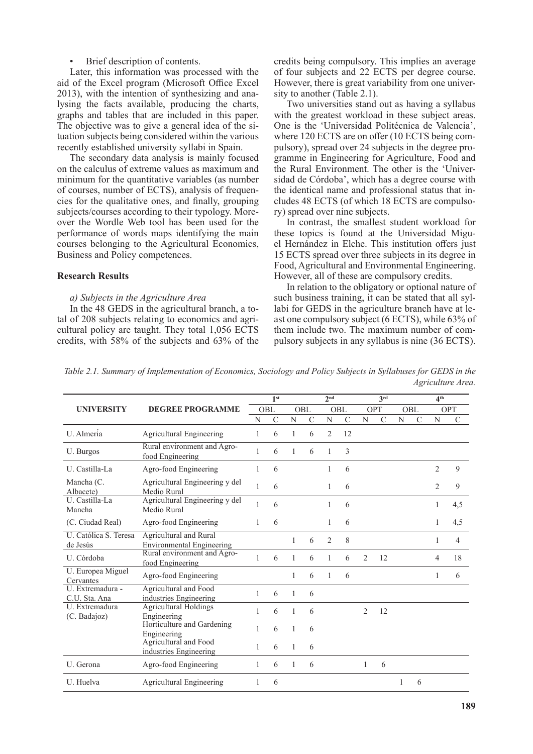- Brief description of contents.

Later, this information was processed with the aid of the Excel program (Microsoft Office Excel 2013), with the intention of synthesizing and analysing the facts available, producing the charts, graphs and tables that are included in this paper. The objective was to give a general idea of the situation subjects being considered within the various recently established university syllabi in Spain.

The secondary data analysis is mainly focused on the calculus of extreme values as maximum and minimum for the quantitative variables (as number of courses, number of ECTS), analysis of frequencies for the qualitative ones, and finally, grouping subjects/courses according to their typology. Moreover the Wordle Web tool has been used for the performance of words maps identifying the main courses belonging to the Agricultural Economics, Business and Policy competences.

## Research Results

*a) Subjects in the Agriculture Area*

In the 48 GEDS in the agricultural branch, a total of 208 subjects relating to economics and agricultural policy are taught. They total 1,056 ECTS credits, with 58% of the subjects and 63% of the credits being compulsory. This implies an average of four subjects and 22 ECTS per degree course. However, there is great variability from one university to another (Table 2.1).

Two universities stand out as having a syllabus with the greatest workload in these subject areas. One is the 'Universidad Politécnica de Valencia', where 120 ECTS are on offer (10 ECTS being compulsory), spread over 24 subjects in the degree programme in Engineering for Agriculture, Food and the Rural Environment. The other is the 'Universidad de Córdoba', which has a degree course with the identical name and professional status that includes 48 ECTS (of which 18 ECTS are compulsory) spread over nine subjects.

In contrast, the smallest student workload for these topics is found at the Universidad Miguel Hernández in Elche. This institution offers just 15 ECTS spread over three subjects in its degree in Food, Agricultural and Environmental Engineering. However, all of these are compulsory credits.

In relation to the obligatory or optional nature of such business training, it can be stated that all syllabi for GEDS in the agriculture branch have at least one compulsory subject (6 ECTS), while 63% of them include two. The maximum number of compulsory subjects in any syllabus is nine (36 ECTS).

*Table 2.1. Summary of Implementation of Economics, Sociology and Policy Subjects in Syllabuses for GEDS in the Agriculture Area.*

| UNIVERSITY | DEGREE PROGRAMME | 1st | | | | 2nd | | 3rd | | 4th | | | |
|---|---|---|---|---|---|---|---|---|---|---|---|---|---|
| | | OBL | | OBL | | OBL | | OPT | | OBL | | OPT | |
| | | N | C | N | C | N | C | N | C | N | C | N | C |
| U. Almería | Agricultural Engineering | 1 | 6 | 1 | 6 | 2 | 12 | | | | | | |
| U. Burgos | Rural environment and Agro-food Engineering | 1 | 6 | 1 | 6 | 1 | 3 | | | | | | |
| U. Castilla-La | Agro-food Engineering | 1 | 6 | | | 1 | 6 | | | | | 2 | 9 |
| Mancha (C. Albacete) | Agricultural Engineering y del Medio Rural | 1 | 6 | | | 1 | 6 | | | | | 2 | 9 |
| U. Castilla-La Mancha | Agricultural Engineering y del Medio Rural | 1 | 6 | | | 1 | 6 | | | | | 1 | 4,5 |
| (C. Ciudad Real) | Agro-food Engineering | 1 | 6 | | | 1 | 6 | | | | | 1 | 4,5 |
| U. Católica S. Teresa de Jesús | Agricultural and Rural Environmental Engineering | | | 1 | 6 | 2 | 8 | | | | | 1 | 4 |
| U. Córdoba | Rural environment and Agro-food Engineering | 1 | 6 | 1 | 6 | 1 | 6 | 2 | 12 | | | 4 | 18 |
| U. Europea Miguel Cervantes | Agro-food Engineering | | | 1 | 6 | 1 | 6 | | | | | 1 | 6 |
| U. Extremadura - C.U. Sta. Ana | Agricultural and Food industries Engineering | 1 | 6 | 1 | 6 | | | | | | | | |
| U. Extremadura (C. Badajoz) | Agricultural Holdings Engineering | 1 | 6 | 1 | 6 | | | 2 | 12 | | | | |
| | Horticulture and Gardening Engineering | 1 | 6 | 1 | 6 | | | | | | | | |
| | Agricultural and Food industries Engineering | 1 | 6 | 1 | 6 | | | | | | | | |
| U. Gerona | Agro-food Engineering | 1 | 6 | 1 | 6 | | | 1 | 6 | | | | |
| U. Huelva | Agricultural Engineering | 1 | 6 | | | | | | | 1 | 6 | | |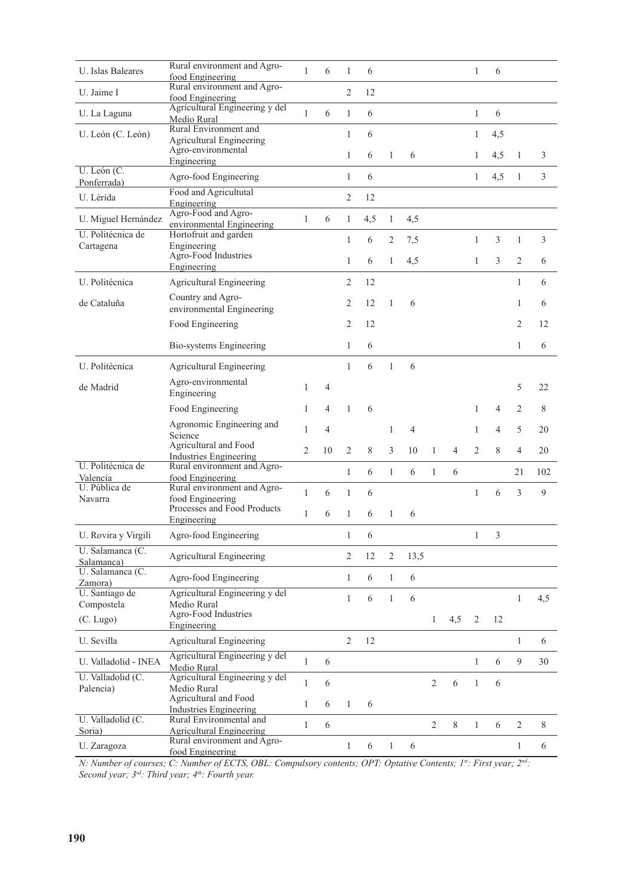| | | N | C | N | C | N | C | N | C | N | C | N | C |
|---|---|---|---|---|---|---|---|---|---|---|---|---|---|
| U. Islas Baleares | Rural environment and Agro-food Engineering | 1 | 6 | 1 | 6 | | | | | 1 | 6 | | |
| U. Jaime I | Rural environment and Agro-food Engineering | | | 2 | 12 | | | | | | | | |
| U. La Laguna | Agricultural Engineering y del Medio Rural | 1 | 6 | 1 | 6 | | | | | 1 | 6 | | |
| U. León (C. León) | Rural Environment and Agricultural Engineering | | | 1 | 6 | | | | | 1 | 4,5 | | |
| | Agro-environmental Engineering | | | 1 | 6 | 1 | 6 | | | 1 | 4,5 | 1 | 3 |
| U. León (C. Ponferrada) | Agro-food Engineering | | | 1 | 6 | | | | | 1 | 4,5 | 1 | 3 |
| U. Lérida | Food and Agricultutal Engineering | | | 2 | 12 | | | | | | | | |
| U. Miguel Hernández | Agro-Food and Agro-environmental Engineering | 1 | 6 | 1 | 4,5 | 1 | 4,5 | | | | | | |
| U. Politécnica de Cartagena | Hortofruit and garden Engineering | | | 1 | 6 | 2 | 7,5 | | | 1 | 3 | 1 | 3 |
| | Agro-Food Industries Engineering | | | 1 | 6 | 1 | 4,5 | | | 1 | 3 | 2 | 6 |
| U. Politécnica de Cataluña | Agricultural Engineering | | | 2 | 12 | | | | | | | 1 | 6 |
| | Country and Agro-environmental Engineering | | | 2 | 12 | 1 | 6 | | | | | 1 | 6 |
| | Food Engineering | | | 2 | 12 | | | | | | | 2 | 12 |
| | Bio-systems Engineering | | | 1 | 6 | | | | | | | 1 | 6 |
| U. Politécnica de Madrid | Agricultural Engineering | | | 1 | 6 | 1 | 6 | | | | | | |
| | Agro-environmental Engineering | 1 | 4 | | | | | | | | | 5 | 22 |
| | Food Engineering | 1 | 4 | 1 | 6 | | | | | 1 | 4 | 2 | 8 |
| | Agronomic Engineering and Science | 1 | 4 | | | 1 | 4 | | | 1 | 4 | 5 | 20 |
| | Agricultural and Food Industries Engineering | 2 | 10 | 2 | 8 | 3 | 10 | 1 | 4 | 2 | 8 | 4 | 20 |
| U. Politécnica de Valencia | Rural environment and Agro-food Engineering | | | 1 | 6 | 1 | 6 | 1 | 6 | | | 21 | 102 |
| U. Pública de Navarra | Rural environment and Agro-food Engineering | 1 | 6 | 1 | 6 | | | | | 1 | 6 | 3 | 9 |
| | Processes and Food Products Engineering | 1 | 6 | 1 | 6 | 1 | 6 | | | | | | |
| U. Rovira y Virgili | Agro-food Engineering | | | 1 | 6 | | | | | 1 | 3 | | |
| U. Salamanca (C. Salamanca) | Agricultural Engineering | | | 2 | 12 | 2 | 13,5 | | | | | | |
| U. Salamanca (C. Zamora) | Agro-food Engineering | | | 1 | 6 | 1 | 6 | | | | | | |
| U. Santiago de Compostela | Agricultural Engineering y del Medio Rural | | | 1 | 6 | 1 | 6 | | | | | 1 | 4,5 |
| (C. Lugo) | Agro-Food Industries Engineering | | | | | | | 1 | 4,5 | 2 | 12 | | |
| U. Sevilla | Agricultural Engineering | | | 2 | 12 | | | | | | | 1 | 6 |
| U. Valladolid - INEA | Agricultural Engineering y del Medio Rural | 1 | 6 | | | | | | | 1 | 6 | 9 | 30 |
| U. Valladolid (C. Palencia) | Agricultural Engineering y del Medio Rural | 1 | 6 | | | | | 2 | 6 | 1 | 6 | | |
| | Agricultural and Food Industries Engineering | 1 | 6 | 1 | 6 | | | | | | | | |
| U. Valladolid (C. Soria) | Rural Environmental and Agricultural Engineering | 1 | 6 | | | | | 2 | 8 | 1 | 6 | 2 | 8 |
| U. Zaragoza | Rural environment and Agro-food Engineering | | | 1 | 6 | 1 | 6 | | | | | 1 | 6 |

*N: Number of courses; C: Number of ECTS, OBL: Compulsory contents; OPT: Optative Contents; 1st: First year; 2nd: Second year; 3rd: Third year; 4th: Fourth year.*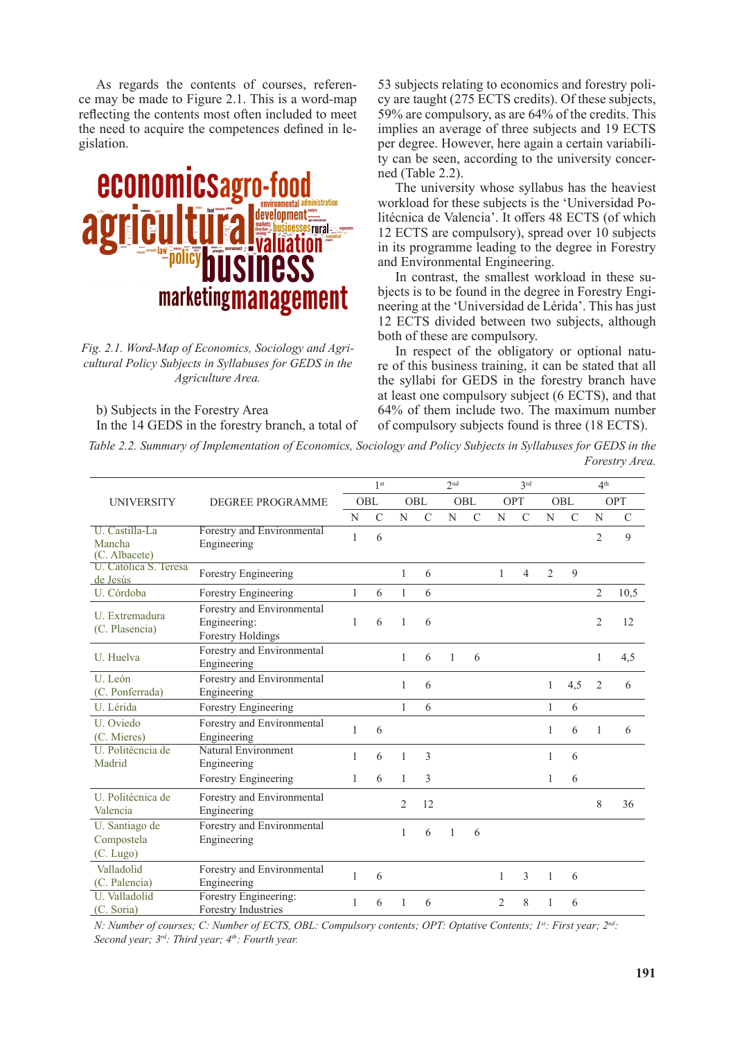As regards the contents of courses, reference may be made to Figure 2.1. This is a word-map reflecting the contents most often included to meet the need to acquire the competences defined in legislation.

*Fig. 2.1. Word-Map of Economics, Sociology and Agricultural Policy Subjects in Syllabuses for GEDS in the Agriculture Area.*

b) Subjects in the Forestry Area

In the 14 GEDS in the forestry branch, a total of 53 subjects relating to economics and forestry policy are taught (275 ECTS credits). Of these subjects, 59% are compulsory, as are 64% of the credits. This implies an average of three subjects and 19 ECTS per degree. However, here again a certain variability can be seen, according to the university concerned (Table 2.2).

The university whose syllabus has the heaviest workload for these subjects is the 'Universidad Politécnica de Valencia'. It offers 48 ECTS (of which 12 ECTS are compulsory), spread over 10 subjects in its programme leading to the degree in Forestry and Environmental Engineering.

In contrast, the smallest workload in these subjects is to be found in the degree in Forestry Engineering at the 'Universidad de Lérida'. This has just 12 ECTS divided between two subjects, although both of these are compulsory.

In respect of the obligatory or optional nature of this business training, it can be stated that all the syllabi for GEDS in the forestry branch have at least one compulsory subject (6 ECTS), and that 64% of them include two. The maximum number of compulsory subjects found is three (18 ECTS).

*Table 2.2. Summary of Implementation of Economics, Sociology and Policy Subjects in Syllabuses for GEDS in the Forestry Area.*

| UNIVERSITY | DEGREE PROGRAMME | 1st | | | | 2nd | | 3rd | | | | 4th | |
|---|---|---|---|---|---|---|---|---|---|---|---|---|---|
| | | OBL | | OBL | | OBL | | OPT | | OBL | | OPT | |
| | | N | C | N | C | N | C | N | C | N | C | N | C |
| U. Castilla-La Mancha (C. Albacete) | Forestry and Environmental Engineering | 1 | 6 | | | | | | | | | 2 | 9 |
| U. Católica S. Teresa de Jesús | Forestry Engineering | | | 1 | 6 | | | 1 | 4 | 2 | 9 | | |
| U. Córdoba | Forestry Engineering | 1 | 6 | 1 | 6 | | | | | | | 2 | 10,5 |
| U. Extremadura (C. Plasencia) | Forestry and Environmental Engineering: Forestry Holdings | 1 | 6 | 1 | 6 | | | | | | | 2 | 12 |
| U. Huelva | Forestry and Environmental Engineering | | | 1 | 6 | 1 | 6 | | | | | 1 | 4,5 |
| U. León (C. Ponferrada) | Forestry and Environmental Engineering | | | 1 | 6 | | | | | 1 | 4,5 | 2 | 6 |
| U. Lérida | Forestry Engineering | | | 1 | 6 | | | | | 1 | 6 | | |
| U. Oviedo (C. Mieres) | Forestry and Environmental Engineering | 1 | 6 | | | | | | | 1 | 6 | 1 | 6 |
| U. Politécncia de Madrid | Natural Environment Engineering | 1 | 6 | 1 | 3 | | | | | 1 | 6 | | |
| | Forestry Engineering | 1 | 6 | 1 | 3 | | | | | 1 | 6 | | |
| U. Politécnica de Valencia | Forestry and Environmental Engineering | | | 2 | 12 | | | | | | | 8 | 36 |
| U. Santiago de Compostela (C. Lugo) | Forestry and Environmental Engineering | | | 1 | 6 | 1 | 6 | | | | | | |
| Valladolid (C. Palencia) | Forestry and Environmental Engineering | 1 | 6 | | | | | 1 | 3 | 1 | 6 | | |
| U. Valladolid (C. Soria) | Forestry Engineering: Forestry Industries | 1 | 6 | 1 | 6 | | | 2 | 8 | 1 | 6 | | |

*N: Number of courses; C: Number of ECTS, OBL: Compulsory contents; OPT: Optative Contents; 1st: First year; 2nd: Second year; 3rd: Third year; 4th: Fourth year.*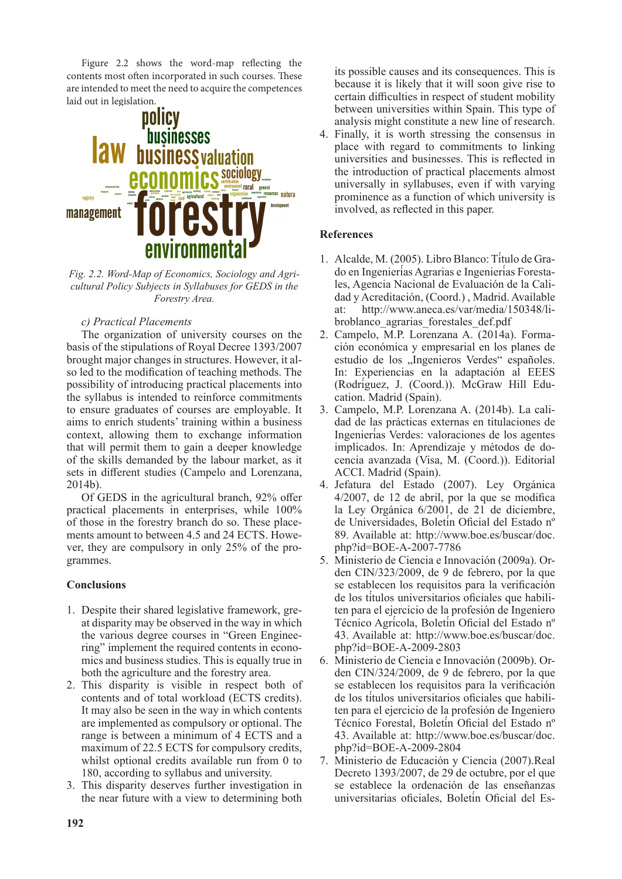Figure 2.2 shows the word-map reflecting the contents most often incorporated in such courses. These are intended to meet the need to acquire the competences laid out in legislation.

*Fig. 2.2. Word-Map of Economics, Sociology and Agricultural Policy Subjects in Syllabuses for GEDS in the Forestry Area.*

*c) Practical Placements*

The organization of university courses on the basis of the stipulations of Royal Decree 1393/2007 brought major changes in structures. However, it also led to the modification of teaching methods. The possibility of introducing practical placements into the syllabus is intended to reinforce commitments to ensure graduates of courses are employable. It aims to enrich students' training within a business context, allowing them to exchange information that will permit them to gain a deeper knowledge of the skills demanded by the labour market, as it sets in different studies (Campelo and Lorenzana, 2014b).

Of GEDS in the agricultural branch, 92% offer practical placements in enterprises, while 100% of those in the forestry branch do so. These placements amount to between 4.5 and 24 ECTS. However, they are compulsory in only 25% of the programmes.

### Conclusions

1. Despite their shared legislative framework, great disparity may be observed in the way in which the various degree courses in "Green Engineering" implement the required contents in economics and business studies. This is equally true in both the agriculture and the forestry area.
2. This disparity is visible in respect both of contents and of total workload (ECTS credits). It may also be seen in the way in which contents are implemented as compulsory or optional. The range is between a minimum of 4 ECTS and a maximum of 22.5 ECTS for compulsory credits, whilst optional credits available run from 0 to 180, according to syllabus and university.
3. This disparity deserves further investigation in the near future with a view to determining both its possible causes and its consequences. This is because it is likely that it will soon give rise to certain difficulties in respect of student mobility between universities within Spain. This type of analysis might constitute a new line of research.
4. Finally, it is worth stressing the consensus in place with regard to commitments to linking universities and businesses. This is reflected in the introduction of practical placements almost universally in syllabuses, even if with varying prominence as a function of which university is involved, as reflected in this paper.

### References

1. Alcalde, M. (2005). Libro Blanco: Título de Grado en Ingenierías Agrarias e Ingenierías Forestales, Agencia Nacional de Evaluación de la Calidad y Acreditación, (Coord.) , Madrid. Available at: http://www.aneca.es/var/media/150348/libroblanco_agrarias_forestales_def.pdf
2. Campelo, M.P. Lorenzana A. (2014a). Formación económica y empresarial en los planes de estudio de los „Ingenieros Verdes" españoles. In: Experiencias en la adaptación al EEES (Rodríguez, J. (Coord.)). McGraw Hill Education. Madrid (Spain).
3. Campelo, M.P. Lorenzana A. (2014b). La calidad de las prácticas externas en titulaciones de Ingenierías Verdes: valoraciones de los agentes implicados. In: Aprendizaje y métodos de docencia avanzada (Visa, M. (Coord.)). Editorial ACCI. Madrid (Spain).
4. Jefatura del Estado (2007). Ley Orgánica 4/2007, de 12 de abril, por la que se modifica la Ley Orgánica 6/2001, de 21 de diciembre, de Universidades, Boletín Oficial del Estado nº 89. Available at: http://www.boe.es/buscar/doc.php?id=BOE-A-2007-7786
5. Ministerio de Ciencia e Innovación (2009a). Orden CIN/323/2009, de 9 de febrero, por la que se establecen los requisitos para la verificación de los títulos universitarios oficiales que habiliten para el ejercicio de la profesión de Ingeniero Técnico Agrícola, Boletín Oficial del Estado nº 43. Available at: http://www.boe.es/buscar/doc.php?id=BOE-A-2009-2803
6. Ministerio de Ciencia e Innovación (2009b). Orden CIN/324/2009, de 9 de febrero, por la que se establecen los requisitos para la verificación de los títulos universitarios oficiales que habiliten para el ejercicio de la profesión de Ingeniero Técnico Forestal, Boletín Oficial del Estado nº 43. Available at: http://www.boe.es/buscar/doc.php?id=BOE-A-2009-2804
7. Ministerio de Educación y Ciencia (2007).Real Decreto 1393/2007, de 29 de octubre, por el que se establece la ordenación de las enseñanzas universitarias oficiales, Boletín Oficial del Es-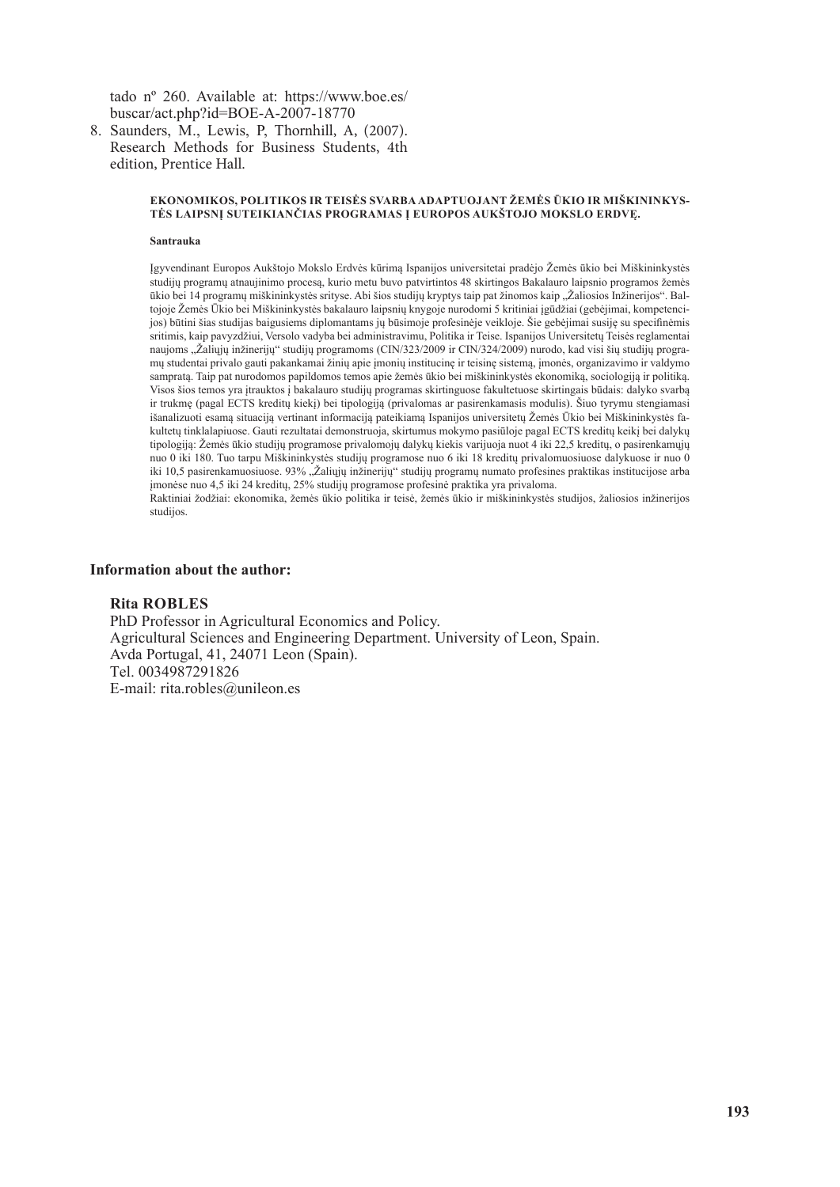tado nº 260. Available at: https://www.boe.es/buscar/act.php?id=BOE-A-2007-18770

8. Saunders, M., Lewis, P, Thornhill, A, (2007). Research Methods for Business Students, 4th edition, Prentice Hall.

### EKONOMIKOS, POLITIKOS IR TEISĖS SVARBA ADAPTUOJANT ŽEMĖS ŪKIO IR MIŠKININKYSTĖS LAIPSNĮ SUTEIKIANČIAS PROGRAMAS Į EUROPOS AUKŠTOJO MOKSLO ERDVĘ.

**Santrauka**

Įgyvendinant Europos Aukštojo Mokslo Erdvės kūrimą Ispanijos universitetai pradėjo Žemės ūkio bei Miškininkystės studijų programų atnaujinimo procesą, kurio metu buvo patvirtintos 48 skirtingos Bakalauro laipsnio programos žemės ūkio bei 14 programų miškininkystės srityse. Abi šios studijų kryptys taip pat žinomos kaip „Žaliosios Inžinerijos". Baltojoje Žemės Ūkio bei Miškininkystės bakalauro laipsnių knygoje nurodomi 5 kritiniai įgūdžiai (gebėjimai, kompetencijos) būtini šias studijas baigusiems diplomantams jų būsimoje profesinėje veikloje. Šie gebėjimai susiję su specifinėmis sritimis, kaip pavyzdžiui, Versolo vadyba bei administravimu, Politika ir Teise. Ispanijos Universitetų Teisės reglamentai naujoms „Žaliųjų inžinerijų" studijų programoms (CIN/323/2009 ir CIN/324/2009) nurodo, kad visi šių studijų programų studentai privalo gauti pakankamai žinių apie įmonių institucinę ir teisinę sistemą, įmonės, organizavimo ir valdymo sampratą. Taip pat nurodomos papildomos temos apie žemės ūkio bei miškininkystės ekonomiką, sociologiją ir politiką. Visos šios temos yra įtrauktos į bakalauro studijų programas skirtinguose fakultetuose skirtingais būdais: dalyko svarbą ir trukmę (pagal ECTS kreditų kiekį) bei tipologiją (privalomas ar pasirenkamasis modulis). Šiuo tyrimu stengiamasi išanalizuoti esamą situaciją vertinant informaciją pateikiamą Ispanijos universitetų Žemės Ūkio bei Miškininkystės fakultetų tinklalapiuose. Gauti rezultatai demonstruoja, skirtumus mokymo pasiūloje pagal ECTS kreditų keikį bei dalykų tipologiją: Žemės ūkio studijų programose privalomojų dalykų kiekis varijuoja nuot 4 iki 22,5 kreditų, o pasirenkamųjų nuo 0 iki 180. Tuo tarpu Miškininkystės studijų programose nuo 6 iki 18 kreditų privalomuosiuose dalykuose ir nuo 0 iki 10,5 pasirenkamuosiuose. 93% „Žaliųjų inžinerijų" studijų programų numato profesines praktikas institucijose arba įmonėse nuo 4,5 iki 24 kreditų, 25% studijų programose profesinė praktika yra privaloma.

Raktiniai žodžiai: ekonomika, žemės ūkio politika ir teisė, žemės ūkio ir miškininkystės studijos, žaliosios inžinerijos studijos.

**Information about the author:**

**Rita ROBLES**

PhD Professor in Agricultural Economics and Policy.
Agricultural Sciences and Engineering Department. University of Leon, Spain.
Avda Portugal, 41, 24071 Leon (Spain).
Tel. 0034987291826
E-mail: rita.robles@unileon.es